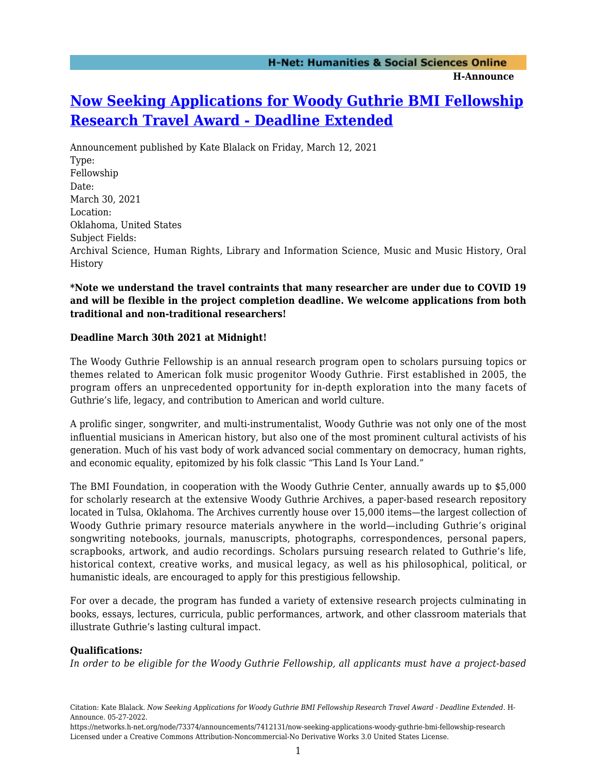# [Now Seeking Applications for Woody Guthrie BMI Fellowship Research Travel Award - Deadline Extended](https://networks.h-net.org/node/73374/announcements/7412131/now-seeking-applications-woody-guthrie-bmi-fellowship-research)

Announcement published by Kate Blalack on Friday, March 12, 2021

Type:
Fellowship

Date:
March 30, 2021

Location:
Oklahoma, United States

Subject Fields:
Archival Science, Human Rights, Library and Information Science, Music and Music History, Oral History

**\*Note we understand the travel contraints that many researcher are under due to COVID 19 and will be flexible in the project completion deadline. We welcome applications from both traditional and non-traditional researchers!**

**Deadline March 30th 2021 at Midnight!**

The Woody Guthrie Fellowship is an annual research program open to scholars pursuing topics or themes related to American folk music progenitor Woody Guthrie. First established in 2005, the program offers an unprecedented opportunity for in-depth exploration into the many facets of Guthrie's life, legacy, and contribution to American and world culture.

A prolific singer, songwriter, and multi-instrumentalist, Woody Guthrie was not only one of the most influential musicians in American history, but also one of the most prominent cultural activists of his generation. Much of his vast body of work advanced social commentary on democracy, human rights, and economic equality, epitomized by his folk classic "This Land Is Your Land."

The BMI Foundation, in cooperation with the Woody Guthrie Center, annually awards up to $5,000 for scholarly research at the extensive Woody Guthrie Archives, a paper-based research repository located in Tulsa, Oklahoma. The Archives currently house over 15,000 items—the largest collection of Woody Guthrie primary resource materials anywhere in the world—including Guthrie's original songwriting notebooks, journals, manuscripts, photographs, correspondences, personal papers, scrapbooks, artwork, and audio recordings. Scholars pursuing research related to Guthrie's life, historical context, creative works, and musical legacy, as well as his philosophical, political, or humanistic ideals, are encouraged to apply for this prestigious fellowship.

For over a decade, the program has funded a variety of extensive research projects culminating in books, essays, lectures, curricula, public performances, artwork, and other classroom materials that illustrate Guthrie's lasting cultural impact.

**Qualifications*:***

*In order to be eligible for the Woody Guthrie Fellowship, all applicants must have a project-based*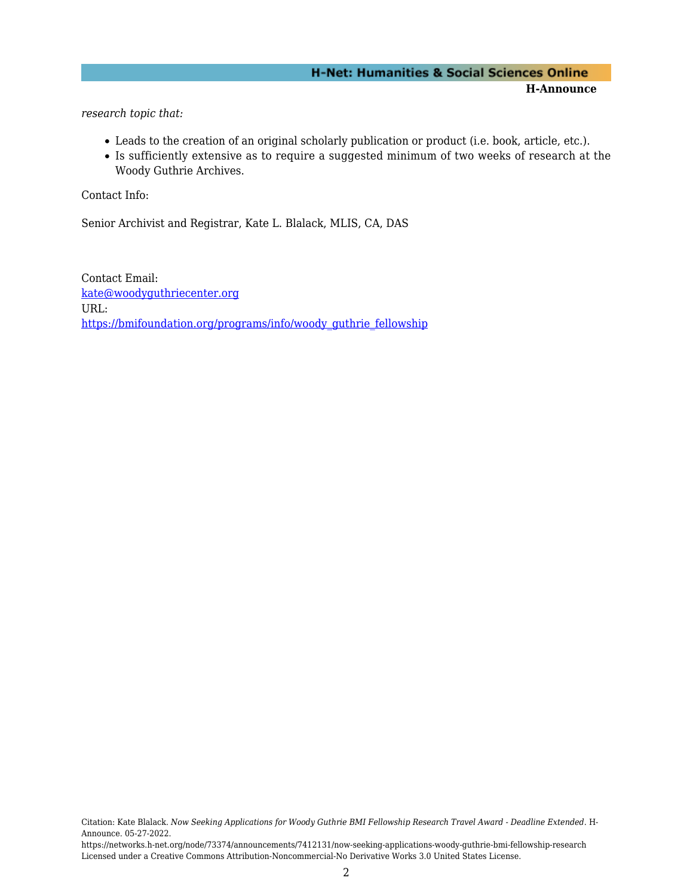*research topic that:*

- Leads to the creation of an original scholarly publication or product (i.e. book, article, etc.).
- Is sufficiently extensive as to require a suggested minimum of two weeks of research at the Woody Guthrie Archives.

Contact Info:

Senior Archivist and Registrar, Kate L. Blalack, MLIS, CA, DAS

Contact Email:
kate@woodyguthriecenter.org
URL:
https://bmifoundation.org/programs/info/woody_guthrie_fellowship

Citation: Kate Blalack. *Now Seeking Applications for Woody Guthrie BMI Fellowship Research Travel Award - Deadline Extended*. H-Announce. 05-27-2022.
https://networks.h-net.org/node/73374/announcements/7412131/now-seeking-applications-woody-guthrie-bmi-fellowship-research
Licensed under a Creative Commons Attribution-Noncommercial-No Derivative Works 3.0 United States License.